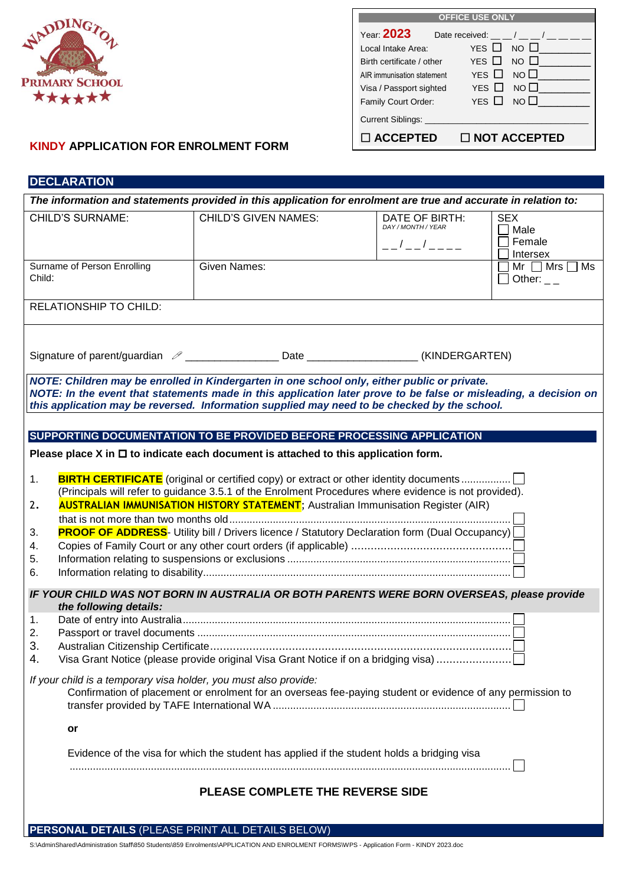WADDINGTON PRIMARY SCHOOL

| OFFICE USE ONLY | | |
|---|---|---|
| Year: **2023** | Date received: \_\_ \_\_ / \_\_ \_\_ / \_\_ \_\_ \_\_ \_\_ | |
| Local Intake Area: | YES ☐ | NO ☐\_\_\_\_\_\_\_\_\_\_ |
| Birth certificate / other | YES ☐ | NO ☐\_\_\_\_\_\_\_\_\_\_ |
| AIR immunisation statement | YES ☐ | NO ☐\_\_\_\_\_\_\_\_\_\_ |
| Visa / Passport sighted | YES ☐ | NO ☐\_\_\_\_\_\_\_\_\_\_ |
| Family Court Order: | YES ☐ | NO ☐\_\_\_\_\_\_\_\_\_\_ |
| Current Siblings: \_\_\_\_\_\_\_\_\_\_\_\_\_\_\_\_\_\_\_\_\_\_\_\_\_\_\_\_\_\_ | | |
| ☐ **ACCEPTED** | ☐ **NOT ACCEPTED** | |

## KINDY APPLICATION FOR ENROLMENT FORM

## DECLARATION

***The information and statements provided in this application for enrolment are true and accurate in relation to:***

| CHILD'S SURNAME: | CHILD'S GIVEN NAMES: | DATE OF BIRTH: *DAY / MONTH / YEAR* \_ \_ / \_ \_ / \_ \_ \_ \_ | SEX ☐ Male ☐ Female ☐ Intersex |
|---|---|---|---|
| Surname of Person Enrolling Child: | Given Names: | | ☐ Mr ☐ Mrs ☐ Ms ☐ Other: \_ \_ |
| RELATIONSHIP TO CHILD: | | | |

Signature of parent/guardian ✐ \_\_\_\_\_\_\_\_\_\_\_\_\_\_\_ Date \_\_\_\_\_\_\_\_\_\_\_\_\_\_\_\_\_\_ (KINDERGARTEN)

***NOTE: Children may be enrolled in Kindergarten in one school only, either public or private.***
***NOTE: In the event that statements made in this application later prove to be false or misleading, a decision on this application may be reversed. Information supplied may need to be checked by the school.***

## SUPPORTING DOCUMENTATION TO BE PROVIDED BEFORE PROCESSING APPLICATION

**Please place X in ☐ to indicate each document is attached to this application form.**

1. **BIRTH CERTIFICATE** (original or certified copy) or extract or other identity documents ................ ☐
   (Principals will refer to guidance 3.5.1 of the Enrolment Procedures where evidence is not provided).
2. **AUSTRALIAN IMMUNISATION HISTORY STATEMENT**; Australian Immunisation Register (AIR) that is not more than two months old................................................................................................ ☐
3. **PROOF OF ADDRESS**- Utility bill / Drivers licence / Statutory Declaration form (Dual Occupancy) ☐
4. Copies of Family Court or any other court orders (if applicable) ................................................ ☐
5. Information relating to suspensions or exclusions ............................................................ ☐
6. Information relating to disability......................................................................................... ☐

***IF YOUR CHILD WAS NOT BORN IN AUSTRALIA OR BOTH PARENTS WERE BORN OVERSEAS, please provide the following details:***

1. Date of entry into Australia................................................................................................ ☐
2. Passport or travel documents ........................................................................................... ☐
3. Australian Citizenship Certificate........................................................................................ ☐
4. Visa Grant Notice (please provide original Visa Grant Notice if on a bridging visa) ....................... ☐

*If your child is a temporary visa holder, you must also provide:*

Confirmation of placement or enrolment for an overseas fee-paying student or evidence of any permission to transfer provided by TAFE International WA ................................................................................. ☐

**or**

Evidence of the visa for which the student has applied if the student holds a bridging visa
...................................................................................................................................................... ☐

**PLEASE COMPLETE THE REVERSE SIDE**

## PERSONAL DETAILS (PLEASE PRINT ALL DETAILS BELOW)

S:\AdminShared\Administration Staff\850 Students\859 Enrolments\APPLICATION AND ENROLMENT FORMS\WPS - Application Form - KINDY 2023.doc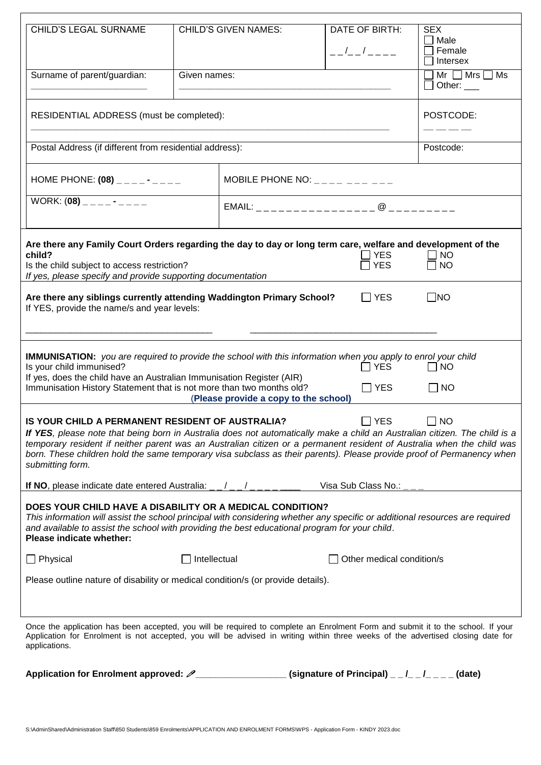| CHILD'S LEGAL SURNAME | CHILD'S GIVEN NAMES: | DATE OF BIRTH: _ _/_ _/ _ _ _ _ | SEX ☐ Male ☐ Female ☐ Intersex |
|---|---|---|---|
| Surname of parent/guardian: ______________________ | Given names: ___________________________________________ | | ☐ Mr ☐ Mrs ☐ Ms ☐ Other: ___ |
| RESIDENTIAL ADDRESS (must be completed): ___________________________________________________________________________ | | | POSTCODE: __ __ __ __ |
| Postal Address (if different from residential address): | | | Postcode: |
| HOME PHONE: **(08)** _ _ _ _ **-** _ _ _ _ | MOBILE PHONE NO: _ _ _ _ _ _ _ _ _ _ | | |
| WORK: (**08**) _ _ _ _ **-** _ _ _ _ | EMAIL: _ _ _ _ _ _ _ _ _ _ _ _ _ _ _ _ @ _ _ _ _ _ _ _ _ _ | | |

**Are there any Family Court Orders regarding the day to day or long term care, welfare and development of the child?** ☐ YES ☐ NO

Is the child subject to access restriction? ☐ YES ☐ NO

*If yes, please specify and provide supporting documentation*

**Are there any siblings currently attending Waddington Primary School?** ☐ YES ☐ NO

If YES, provide the name/s and year levels:

____________________________________ ____________________________________

**IMMUNISATION:** *you are required to provide the school with this information when you apply to enrol your child*

Is your child immunised? ☐ YES ☐ NO

If yes, does the child have an Australian Immunisation Register (AIR) Immunisation History Statement that is not more than two months old? ☐ YES ☐ NO

(**Please provide a copy to the school)**

**IS YOUR CHILD A PERMANENT RESIDENT OF AUSTRALIA?** ☐ YES ☐ NO

***If YES****, please note that being born in Australia does not automatically make a child an Australian citizen. The child is a temporary resident if neither parent was an Australian citizen or a permanent resident of Australia when the child was born. These children hold the same temporary visa subclass as their parents). Please provide proof of Permanency when submitting form.*

**If NO**, please indicate date entered Australia: _ _ / _ _ / _ _ _ _ ____ Visa Sub Class No.: _ _ _

**DOES YOUR CHILD HAVE A DISABILITY OR A MEDICAL CONDITION?**

*This information will assist the school principal with considering whether any specific or additional resources are required and available to assist the school with providing the best educational program for your child*.

**Please indicate whether:**

☐ Physical ☐ Intellectual ☐ Other medical condition/s

Please outline nature of disability or medical condition/s (or provide details).

Once the application has been accepted, you will be required to complete an Enrolment Form and submit it to the school. If your Application for Enrolment is not accepted, you will be advised in writing within three weeks of the advertised closing date for applications.

**Application for Enrolment approved:** ✐_________________ **(signature of Principal)** _ _ **/**_ _ **/**_ _ _ _ **(date)**

S:\AdminShared\Administration Staff\850 Students\859 Enrolments\APPLICATION AND ENROLMENT FORMS\WPS - Application Form - KINDY 2023.doc